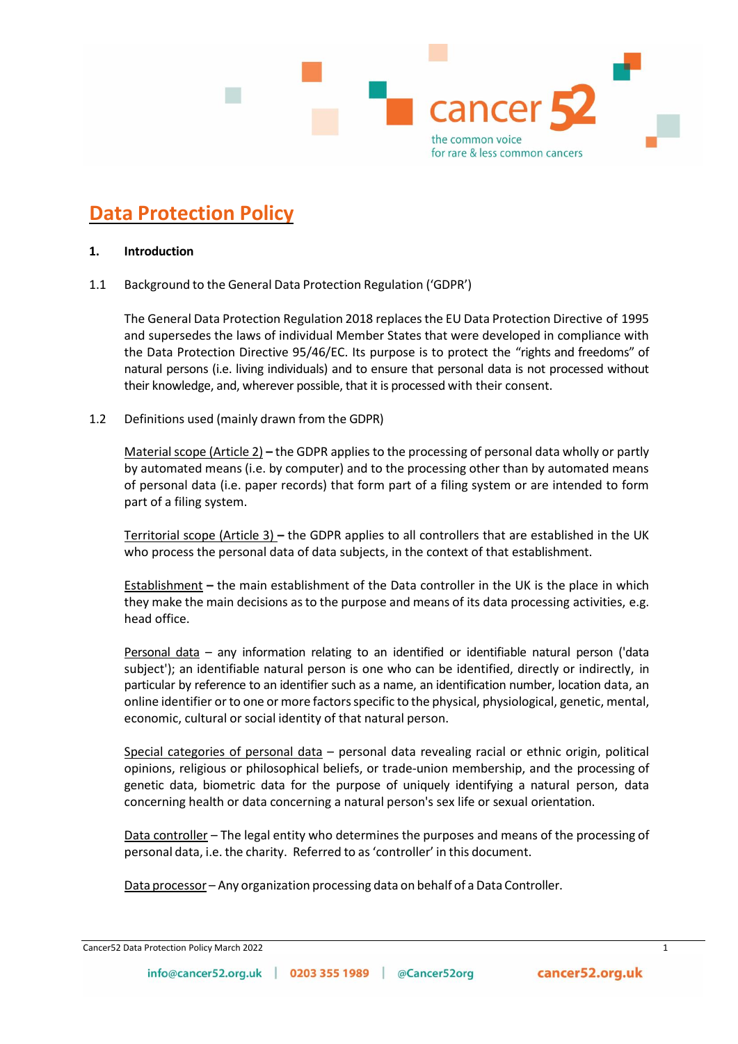# Data Protection Policy

## 1. Introduction

### 1.1 Background to the General Data Protection Regulation ('GDPR')

The General Data Protection Regulation 2018 replaces the EU Data Protection Directive of 1995 and supersedes the laws of individual Member States that were developed in compliance with the Data Protection Directive 95/46/EC. Its purpose is to protect the "rights and freedoms" of natural persons (i.e. living individuals) and to ensure that personal data is not processed without their knowledge, and, wherever possible, that it is processed with their consent.

### 1.2 Definitions used (mainly drawn from the GDPR)

Material scope (Article 2) **–** the GDPR applies to the processing of personal data wholly or partly by automated means (i.e. by computer) and to the processing other than by automated means of personal data (i.e. paper records) that form part of a filing system or are intended to form part of a filing system.

Territorial scope (Article 3) **–** the GDPR applies to all controllers that are established in the UK who process the personal data of data subjects, in the context of that establishment.

Establishment **–** the main establishment of the Data controller in the UK is the place in which they make the main decisions as to the purpose and means of its data processing activities, e.g. head office.

Personal data – any information relating to an identified or identifiable natural person ('data subject'); an identifiable natural person is one who can be identified, directly or indirectly, in particular by reference to an identifier such as a name, an identification number, location data, an online identifier or to one or more factors specific to the physical, physiological, genetic, mental, economic, cultural or social identity of that natural person.

Special categories of personal data – personal data revealing racial or ethnic origin, political opinions, religious or philosophical beliefs, or trade-union membership, and the processing of genetic data, biometric data for the purpose of uniquely identifying a natural person, data concerning health or data concerning a natural person's sex life or sexual orientation.

Data controller – The legal entity who determines the purposes and means of the processing of personal data, i.e. the charity. Referred to as 'controller' in this document.

Data processor – Any organization processing data on behalf of a Data Controller.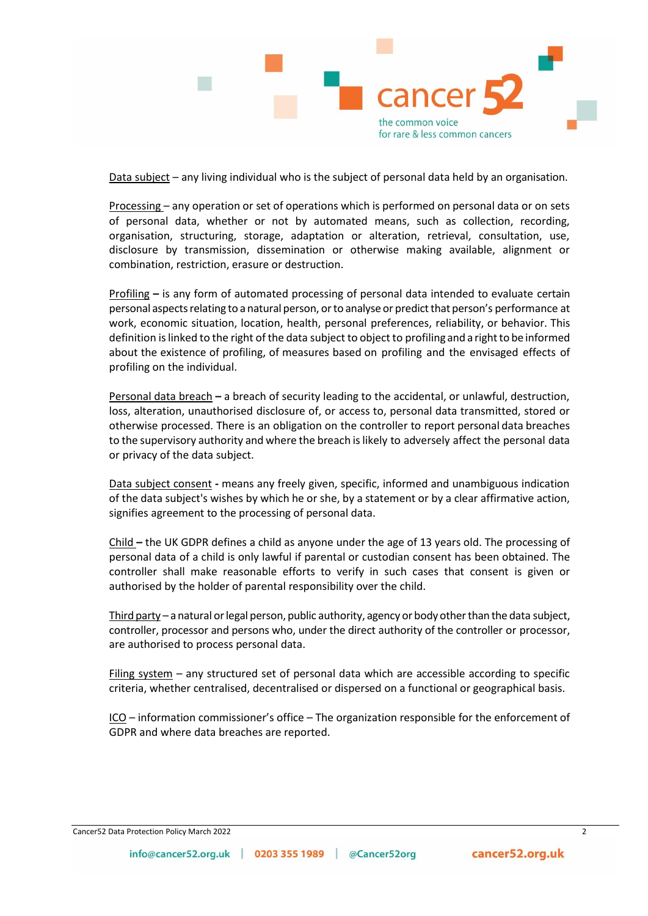Data subject – any living individual who is the subject of personal data held by an organisation.

Processing – any operation or set of operations which is performed on personal data or on sets of personal data, whether or not by automated means, such as collection, recording, organisation, structuring, storage, adaptation or alteration, retrieval, consultation, use, disclosure by transmission, dissemination or otherwise making available, alignment or combination, restriction, erasure or destruction.

Profiling – is any form of automated processing of personal data intended to evaluate certain personal aspects relating to a natural person, or to analyse or predict that person's performance at work, economic situation, location, health, personal preferences, reliability, or behavior. This definition is linked to the right of the data subject to object to profiling and a right to be informed about the existence of profiling, of measures based on profiling and the envisaged effects of profiling on the individual.

Personal data breach – a breach of security leading to the accidental, or unlawful, destruction, loss, alteration, unauthorised disclosure of, or access to, personal data transmitted, stored or otherwise processed. There is an obligation on the controller to report personal data breaches to the supervisory authority and where the breach is likely to adversely affect the personal data or privacy of the data subject.

Data subject consent - means any freely given, specific, informed and unambiguous indication of the data subject's wishes by which he or she, by a statement or by a clear affirmative action, signifies agreement to the processing of personal data.

Child – the UK GDPR defines a child as anyone under the age of 13 years old. The processing of personal data of a child is only lawful if parental or custodian consent has been obtained. The controller shall make reasonable efforts to verify in such cases that consent is given or authorised by the holder of parental responsibility over the child.

Third party – a natural or legal person, public authority, agency or body other than the data subject, controller, processor and persons who, under the direct authority of the controller or processor, are authorised to process personal data.

Filing system – any structured set of personal data which are accessible according to specific criteria, whether centralised, decentralised or dispersed on a functional or geographical basis.

ICO – information commissioner's office – The organization responsible for the enforcement of GDPR and where data breaches are reported.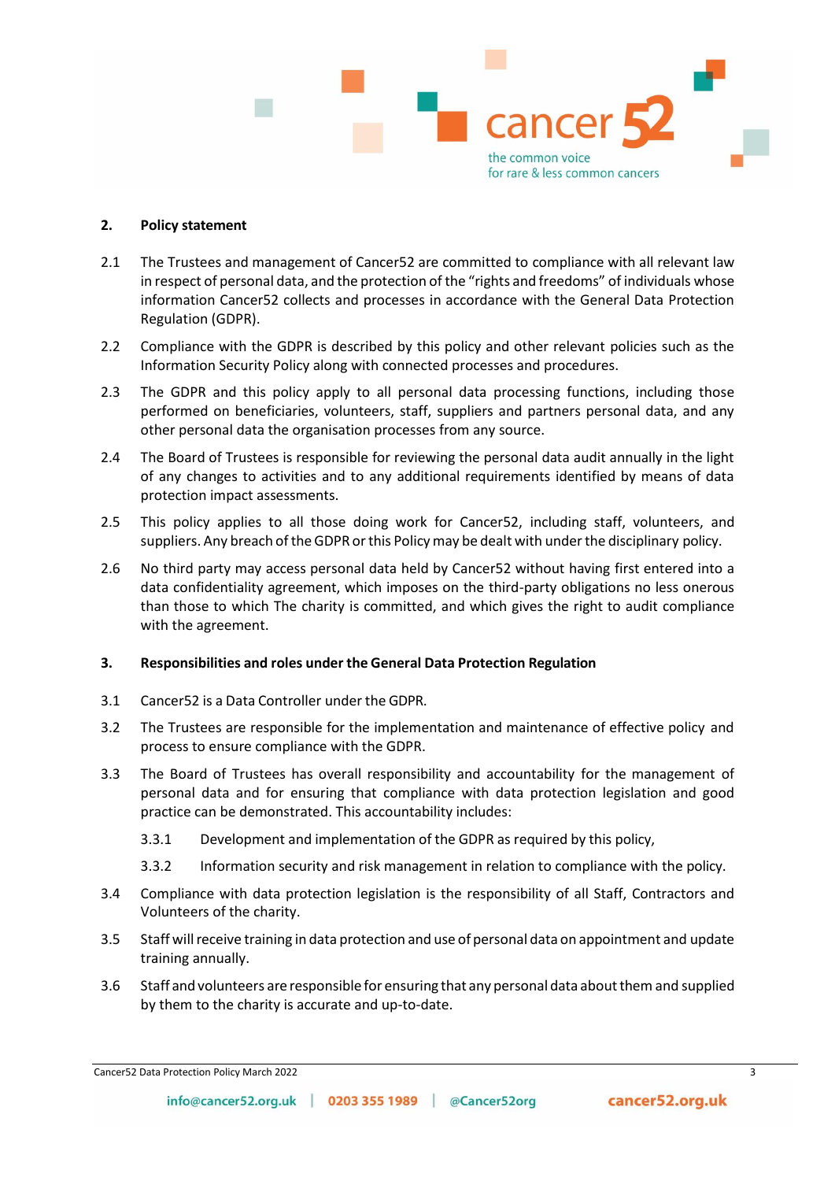## 2. Policy statement

2.1 The Trustees and management of Cancer52 are committed to compliance with all relevant law in respect of personal data, and the protection of the "rights and freedoms" of individuals whose information Cancer52 collects and processes in accordance with the General Data Protection Regulation (GDPR).

2.2 Compliance with the GDPR is described by this policy and other relevant policies such as the Information Security Policy along with connected processes and procedures.

2.3 The GDPR and this policy apply to all personal data processing functions, including those performed on beneficiaries, volunteers, staff, suppliers and partners personal data, and any other personal data the organisation processes from any source.

2.4 The Board of Trustees is responsible for reviewing the personal data audit annually in the light of any changes to activities and to any additional requirements identified by means of data protection impact assessments.

2.5 This policy applies to all those doing work for Cancer52, including staff, volunteers, and suppliers. Any breach of the GDPR or this Policy may be dealt with under the disciplinary policy.

2.6 No third party may access personal data held by Cancer52 without having first entered into a data confidentiality agreement, which imposes on the third-party obligations no less onerous than those to which The charity is committed, and which gives the right to audit compliance with the agreement.

## 3. Responsibilities and roles under the General Data Protection Regulation

3.1 Cancer52 is a Data Controller under the GDPR.

3.2 The Trustees are responsible for the implementation and maintenance of effective policy and process to ensure compliance with the GDPR.

3.3 The Board of Trustees has overall responsibility and accountability for the management of personal data and for ensuring that compliance with data protection legislation and good practice can be demonstrated. This accountability includes:

3.3.1 Development and implementation of the GDPR as required by this policy,

3.3.2 Information security and risk management in relation to compliance with the policy.

3.4 Compliance with data protection legislation is the responsibility of all Staff, Contractors and Volunteers of the charity.

3.5 Staff will receive training in data protection and use of personal data on appointment and update training annually.

3.6 Staff and volunteers are responsible for ensuring that any personal data about them and supplied by them to the charity is accurate and up-to-date.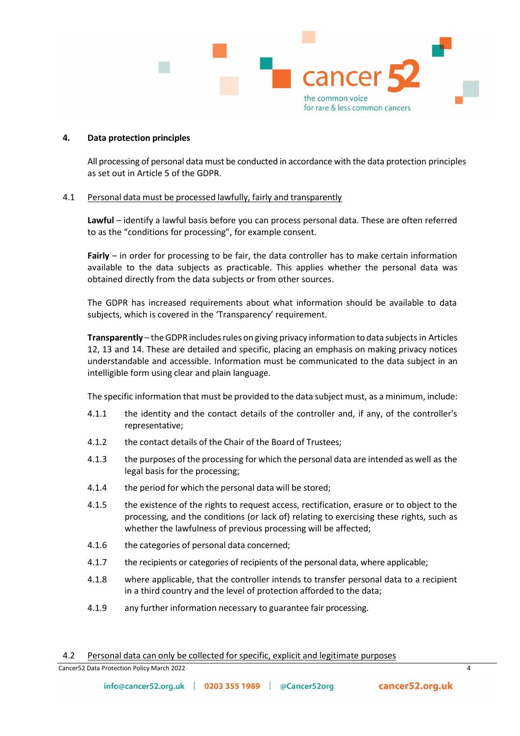## 4. Data protection principles

All processing of personal data must be conducted in accordance with the data protection principles as set out in Article 5 of the GDPR.

### 4.1 Personal data must be processed lawfully, fairly and transparently

**Lawful** – identify a lawful basis before you can process personal data. These are often referred to as the "conditions for processing", for example consent.

**Fairly** – in order for processing to be fair, the data controller has to make certain information available to the data subjects as practicable. This applies whether the personal data was obtained directly from the data subjects or from other sources.

The GDPR has increased requirements about what information should be available to data subjects, which is covered in the 'Transparency' requirement.

**Transparently** – the GDPR includes rules on giving privacy information to data subjects in Articles 12, 13 and 14. These are detailed and specific, placing an emphasis on making privacy notices understandable and accessible. Information must be communicated to the data subject in an intelligible form using clear and plain language.

The specific information that must be provided to the data subject must, as a minimum, include:

4.1.1 the identity and the contact details of the controller and, if any, of the controller's representative;

4.1.2 the contact details of the Chair of the Board of Trustees;

4.1.3 the purposes of the processing for which the personal data are intended as well as the legal basis for the processing;

4.1.4 the period for which the personal data will be stored;

4.1.5 the existence of the rights to request access, rectification, erasure or to object to the processing, and the conditions (or lack of) relating to exercising these rights, such as whether the lawfulness of previous processing will be affected;

4.1.6 the categories of personal data concerned;

4.1.7 the recipients or categories of recipients of the personal data, where applicable;

4.1.8 where applicable, that the controller intends to transfer personal data to a recipient in a third country and the level of protection afforded to the data;

4.1.9 any further information necessary to guarantee fair processing.

### 4.2 Personal data can only be collected for specific, explicit and legitimate purposes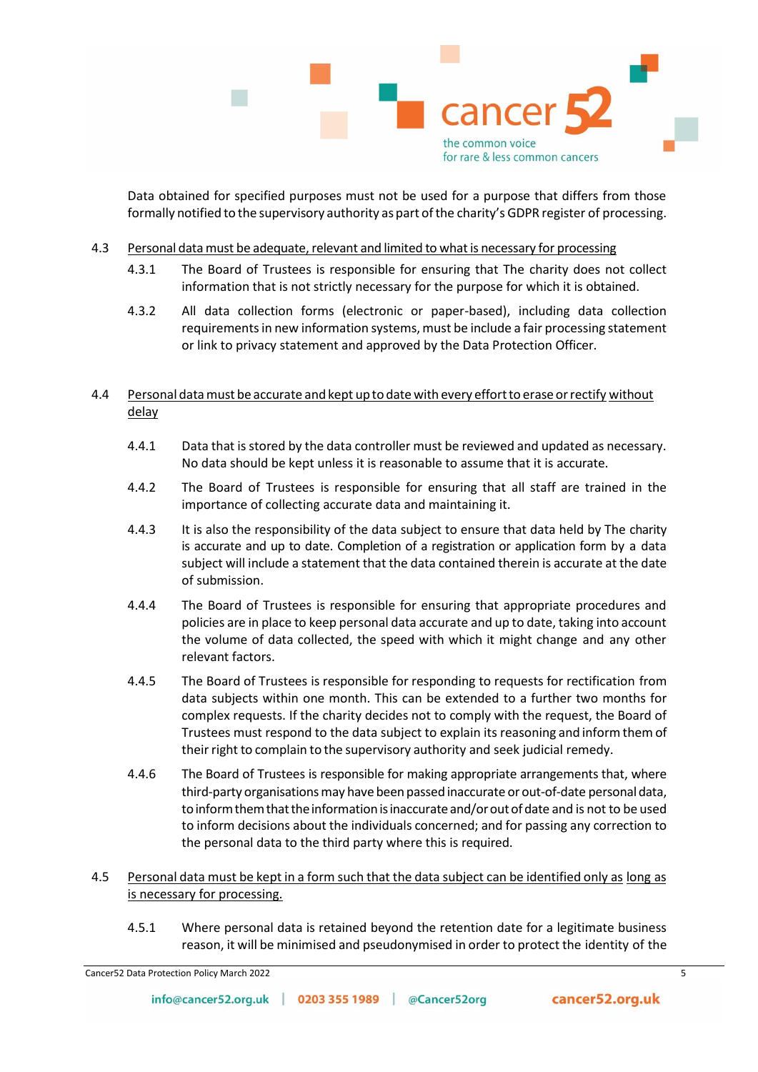Data obtained for specified purposes must not be used for a purpose that differs from those formally notified to the supervisory authority as part of the charity's GDPR register of processing.

4.3 Personal data must be adequate, relevant and limited to what is necessary for processing

4.3.1 The Board of Trustees is responsible for ensuring that The charity does not collect information that is not strictly necessary for the purpose for which it is obtained.

4.3.2 All data collection forms (electronic or paper-based), including data collection requirements in new information systems, must be include a fair processing statement or link to privacy statement and approved by the Data Protection Officer.

4.4 Personal data must be accurate and kept up to date with every effort to erase or rectify without delay

4.4.1 Data that is stored by the data controller must be reviewed and updated as necessary. No data should be kept unless it is reasonable to assume that it is accurate.

4.4.2 The Board of Trustees is responsible for ensuring that all staff are trained in the importance of collecting accurate data and maintaining it.

4.4.3 It is also the responsibility of the data subject to ensure that data held by The charity is accurate and up to date. Completion of a registration or application form by a data subject will include a statement that the data contained therein is accurate at the date of submission.

4.4.4 The Board of Trustees is responsible for ensuring that appropriate procedures and policies are in place to keep personal data accurate and up to date, taking into account the volume of data collected, the speed with which it might change and any other relevant factors.

4.4.5 The Board of Trustees is responsible for responding to requests for rectification from data subjects within one month. This can be extended to a further two months for complex requests. If the charity decides not to comply with the request, the Board of Trustees must respond to the data subject to explain its reasoning and inform them of their right to complain to the supervisory authority and seek judicial remedy.

4.4.6 The Board of Trustees is responsible for making appropriate arrangements that, where third-party organisations may have been passed inaccurate or out-of-date personal data, to inform them that the information is inaccurate and/or out of date and is not to be used to inform decisions about the individuals concerned; and for passing any correction to the personal data to the third party where this is required.

4.5 Personal data must be kept in a form such that the data subject can be identified only as long as is necessary for processing.

4.5.1 Where personal data is retained beyond the retention date for a legitimate business reason, it will be minimised and pseudonymised in order to protect the identity of the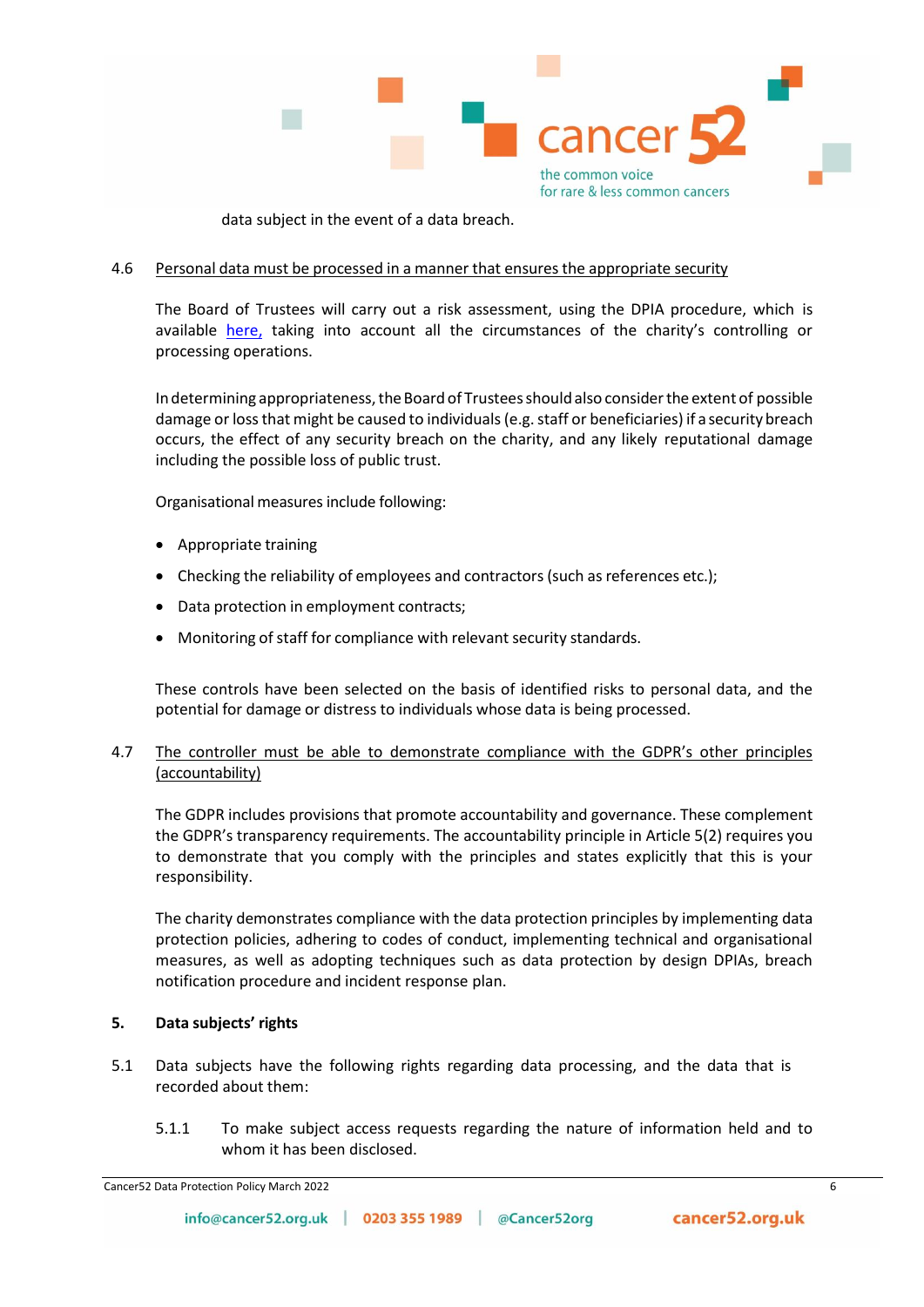data subject in the event of a data breach.

4.6 Personal data must be processed in a manner that ensures the appropriate security

The Board of Trustees will carry out a risk assessment, using the DPIA procedure, which is available here, taking into account all the circumstances of the charity's controlling or processing operations.

In determining appropriateness, the Board of Trustees should also consider the extent of possible damage or loss that might be caused to individuals (e.g. staff or beneficiaries) if a security breach occurs, the effect of any security breach on the charity, and any likely reputational damage including the possible loss of public trust.

Organisational measures include following:

- Appropriate training
- Checking the reliability of employees and contractors (such as references etc.);
- Data protection in employment contracts;
- Monitoring of staff for compliance with relevant security standards.

These controls have been selected on the basis of identified risks to personal data, and the potential for damage or distress to individuals whose data is being processed.

4.7 The controller must be able to demonstrate compliance with the GDPR's other principles (accountability)

The GDPR includes provisions that promote accountability and governance. These complement the GDPR's transparency requirements. The accountability principle in Article 5(2) requires you to demonstrate that you comply with the principles and states explicitly that this is your responsibility.

The charity demonstrates compliance with the data protection principles by implementing data protection policies, adhering to codes of conduct, implementing technical and organisational measures, as well as adopting techniques such as data protection by design DPIAs, breach notification procedure and incident response plan.

## 5. Data subjects' rights

5.1 Data subjects have the following rights regarding data processing, and the data that is recorded about them:

5.1.1 To make subject access requests regarding the nature of information held and to whom it has been disclosed.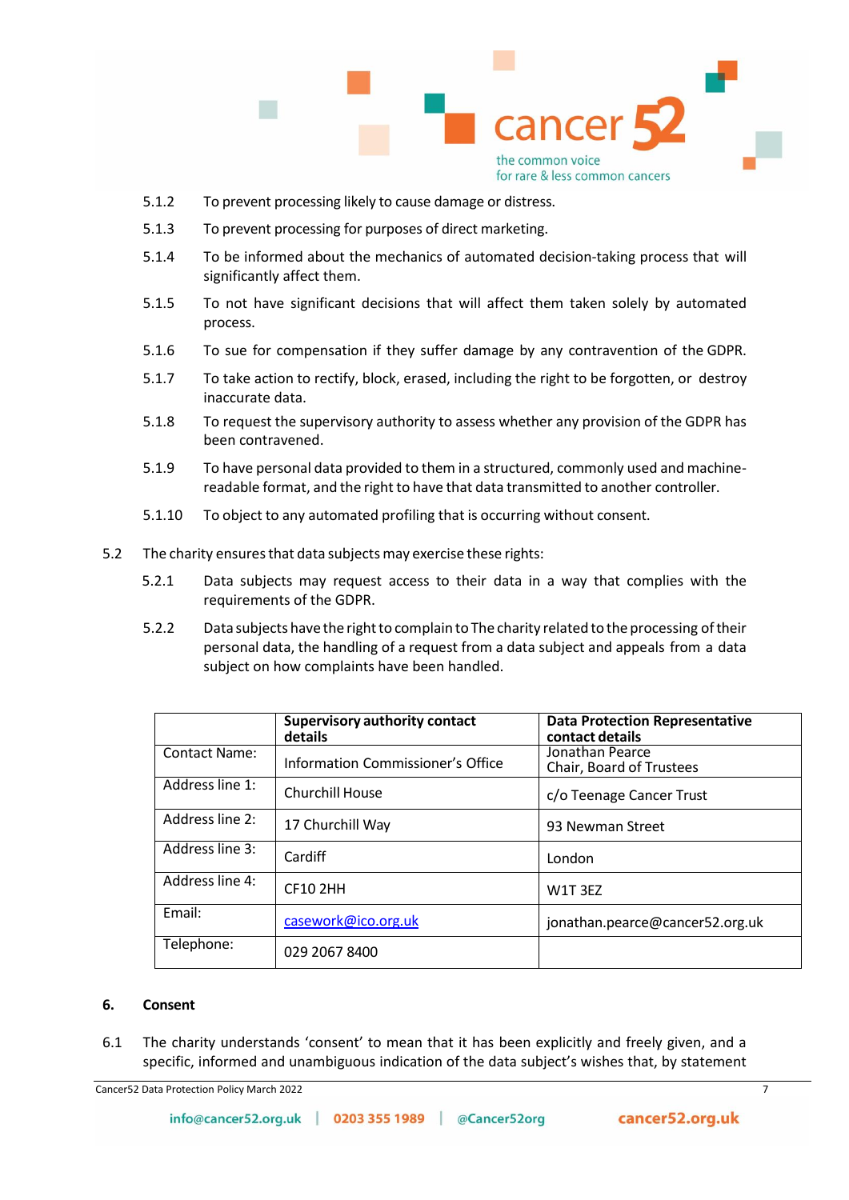5.1.2 To prevent processing likely to cause damage or distress.

5.1.3 To prevent processing for purposes of direct marketing.

5.1.4 To be informed about the mechanics of automated decision-taking process that will significantly affect them.

5.1.5 To not have significant decisions that will affect them taken solely by automated process.

5.1.6 To sue for compensation if they suffer damage by any contravention of the GDPR.

5.1.7 To take action to rectify, block, erased, including the right to be forgotten, or destroy inaccurate data.

5.1.8 To request the supervisory authority to assess whether any provision of the GDPR has been contravened.

5.1.9 To have personal data provided to them in a structured, commonly used and machine-readable format, and the right to have that data transmitted to another controller.

5.1.10 To object to any automated profiling that is occurring without consent.

5.2 The charity ensures that data subjects may exercise these rights:

5.2.1 Data subjects may request access to their data in a way that complies with the requirements of the GDPR.

5.2.2 Data subjects have the right to complain to The charity related to the processing of their personal data, the handling of a request from a data subject and appeals from a data subject on how complaints have been handled.

| | **Supervisory authority contact details** | **Data Protection Representative contact details** |
|---|---|---|
| Contact Name: | Information Commissioner's Office | Jonathan Pearce<br>Chair, Board of Trustees |
| Address line 1: | Churchill House | c/o Teenage Cancer Trust |
| Address line 2: | 17 Churchill Way | 93 Newman Street |
| Address line 3: | Cardiff | London |
| Address line 4: | CF10 2HH | W1T 3EZ |
| Email: | casework@ico.org.uk | jonathan.pearce@cancer52.org.uk |
| Telephone: | 029 2067 8400 | |

## 6. Consent

6.1 The charity understands 'consent' to mean that it has been explicitly and freely given, and a specific, informed and unambiguous indication of the data subject's wishes that, by statement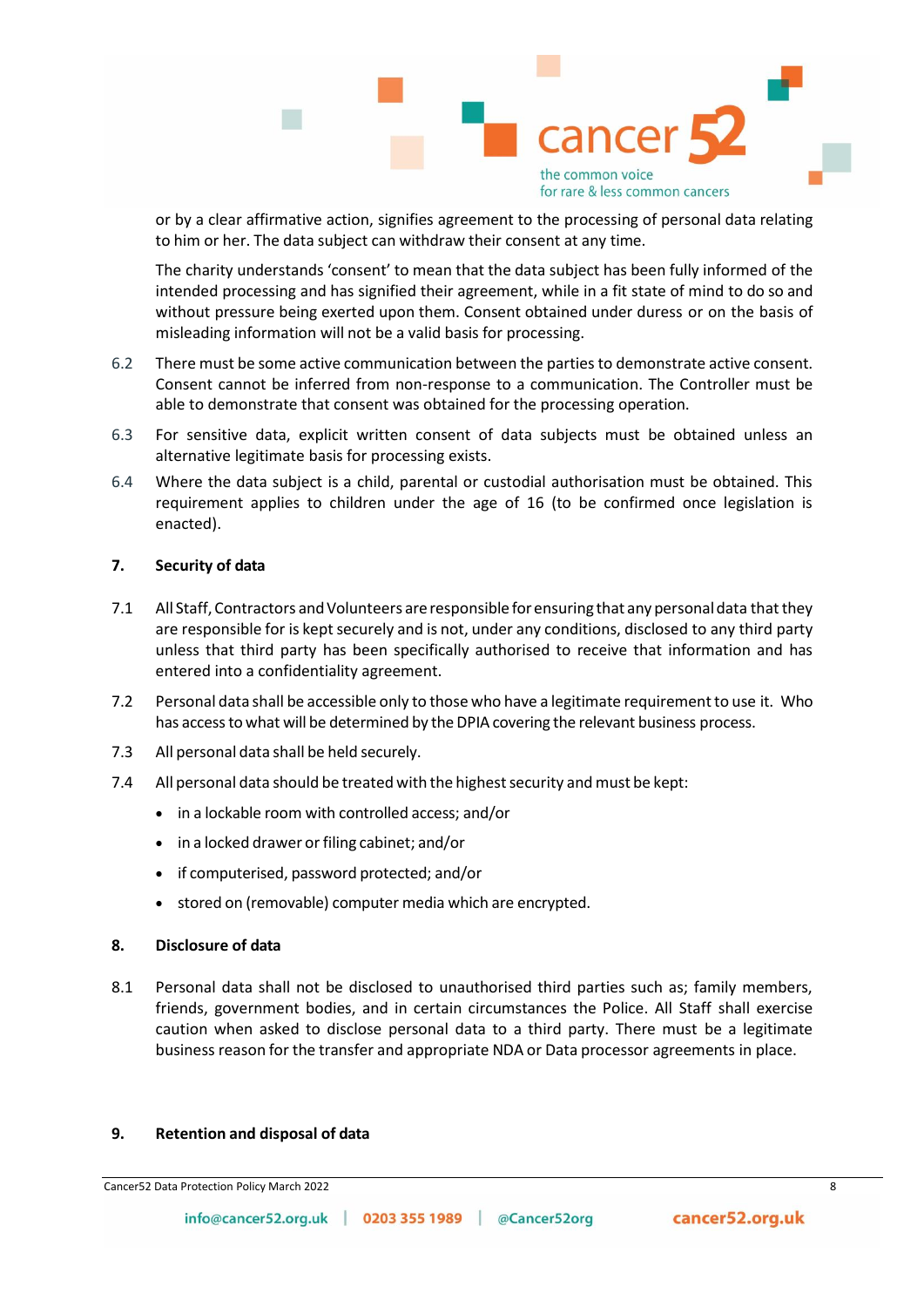or by a clear affirmative action, signifies agreement to the processing of personal data relating to him or her. The data subject can withdraw their consent at any time.

The charity understands 'consent' to mean that the data subject has been fully informed of the intended processing and has signified their agreement, while in a fit state of mind to do so and without pressure being exerted upon them. Consent obtained under duress or on the basis of misleading information will not be a valid basis for processing.

6.2 There must be some active communication between the parties to demonstrate active consent. Consent cannot be inferred from non-response to a communication. The Controller must be able to demonstrate that consent was obtained for the processing operation.

6.3 For sensitive data, explicit written consent of data subjects must be obtained unless an alternative legitimate basis for processing exists.

6.4 Where the data subject is a child, parental or custodial authorisation must be obtained. This requirement applies to children under the age of 16 (to be confirmed once legislation is enacted).

## 7. Security of data

7.1 All Staff, Contractors and Volunteers are responsible for ensuring that any personal data that they are responsible for is kept securely and is not, under any conditions, disclosed to any third party unless that third party has been specifically authorised to receive that information and has entered into a confidentiality agreement.

7.2 Personal data shall be accessible only to those who have a legitimate requirement to use it. Who has access to what will be determined by the DPIA covering the relevant business process.

7.3 All personal data shall be held securely.

7.4 All personal data should be treated with the highest security and must be kept:

- in a lockable room with controlled access; and/or
- in a locked drawer or filing cabinet; and/or
- if computerised, password protected; and/or
- stored on (removable) computer media which are encrypted.

## 8. Disclosure of data

8.1 Personal data shall not be disclosed to unauthorised third parties such as; family members, friends, government bodies, and in certain circumstances the Police. All Staff shall exercise caution when asked to disclose personal data to a third party. There must be a legitimate business reason for the transfer and appropriate NDA or Data processor agreements in place.

## 9. Retention and disposal of data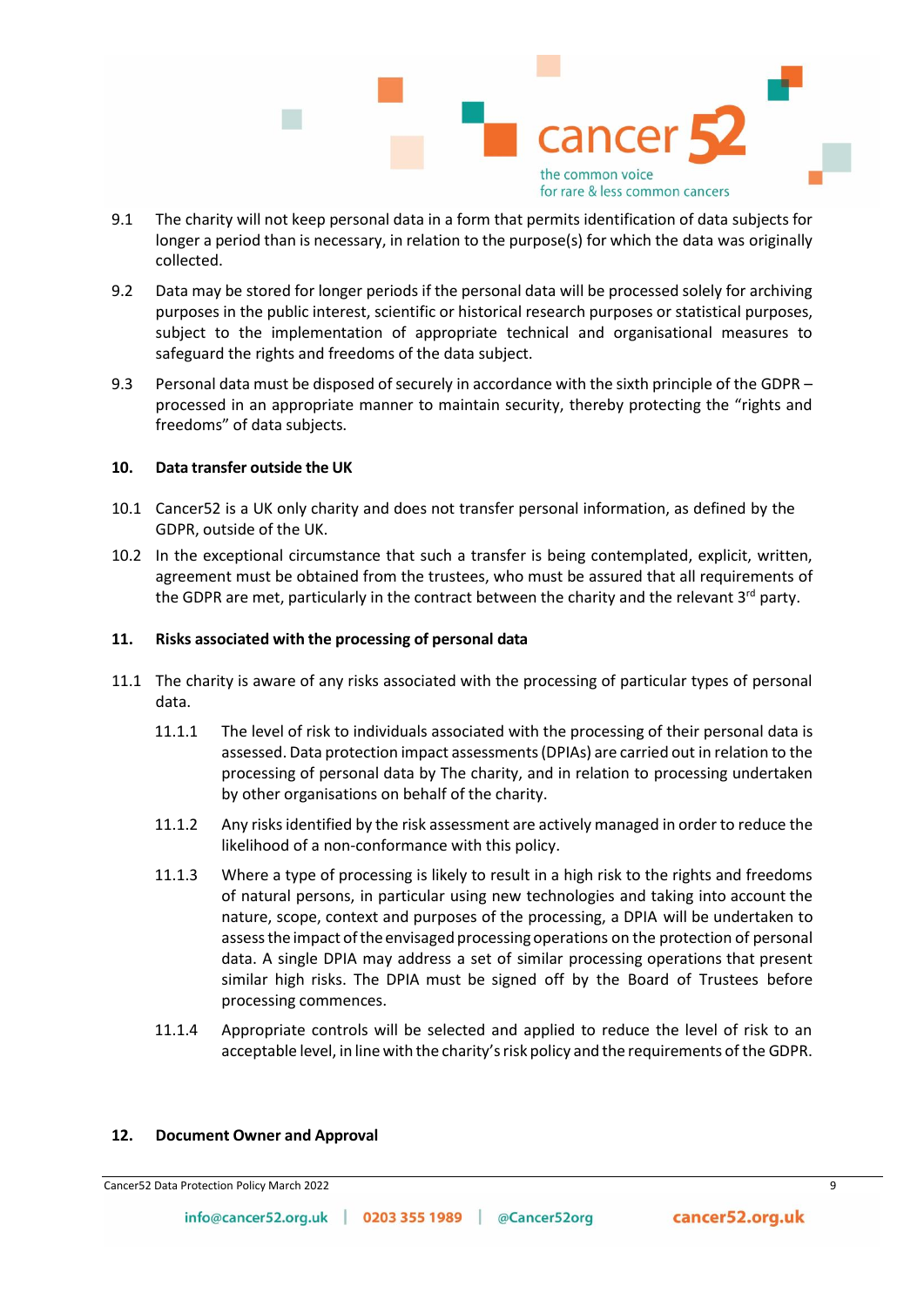9.1 The charity will not keep personal data in a form that permits identification of data subjects for longer a period than is necessary, in relation to the purpose(s) for which the data was originally collected.

9.2 Data may be stored for longer periods if the personal data will be processed solely for archiving purposes in the public interest, scientific or historical research purposes or statistical purposes, subject to the implementation of appropriate technical and organisational measures to safeguard the rights and freedoms of the data subject.

9.3 Personal data must be disposed of securely in accordance with the sixth principle of the GDPR – processed in an appropriate manner to maintain security, thereby protecting the "rights and freedoms" of data subjects.

## 10. Data transfer outside the UK

10.1 Cancer52 is a UK only charity and does not transfer personal information, as defined by the GDPR, outside of the UK.

10.2 In the exceptional circumstance that such a transfer is being contemplated, explicit, written, agreement must be obtained from the trustees, who must be assured that all requirements of the GDPR are met, particularly in the contract between the charity and the relevant 3rd party.

## 11. Risks associated with the processing of personal data

11.1 The charity is aware of any risks associated with the processing of particular types of personal data.

11.1.1 The level of risk to individuals associated with the processing of their personal data is assessed. Data protection impact assessments (DPIAs) are carried out in relation to the processing of personal data by The charity, and in relation to processing undertaken by other organisations on behalf of the charity.

11.1.2 Any risks identified by the risk assessment are actively managed in order to reduce the likelihood of a non-conformance with this policy.

11.1.3 Where a type of processing is likely to result in a high risk to the rights and freedoms of natural persons, in particular using new technologies and taking into account the nature, scope, context and purposes of the processing, a DPIA will be undertaken to assess the impact of the envisaged processing operations on the protection of personal data. A single DPIA may address a set of similar processing operations that present similar high risks. The DPIA must be signed off by the Board of Trustees before processing commences.

11.1.4 Appropriate controls will be selected and applied to reduce the level of risk to an acceptable level, in line with the charity's risk policy and the requirements of the GDPR.

## 12. Document Owner and Approval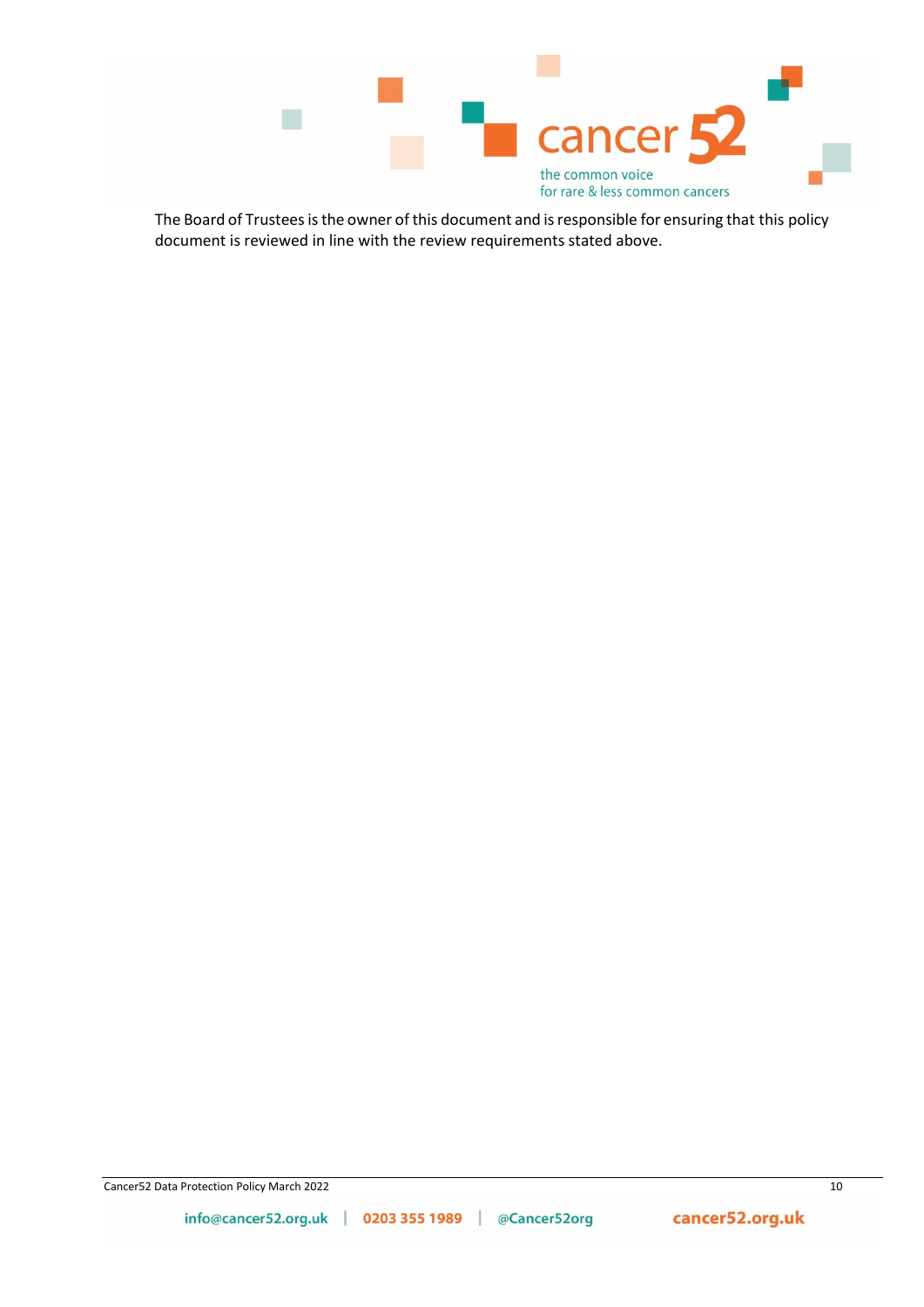The Board of Trustees is the owner of this document and is responsible for ensuring that this policy document is reviewed in line with the review requirements stated above.